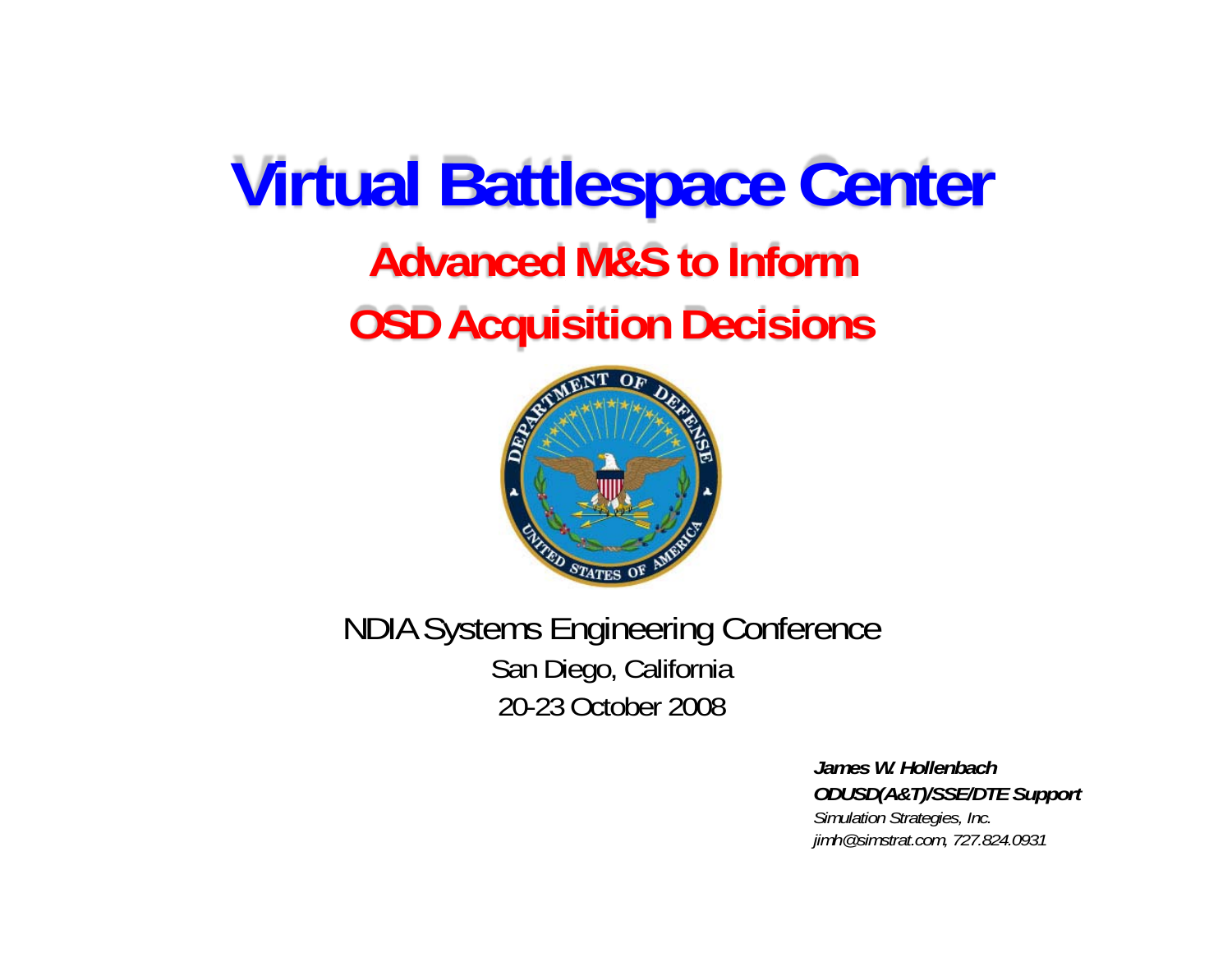# Virtual Battlespace Center

## Advanced M&S to Inform OSD Acquisition Decisions

NDIA Systems Engineering Conference
San Diego, California
20-23 October 2008

***James W. Hollenbach***
***ODUSD(A&T)/SSE/DTE Support***
*Simulation Strategies, Inc.*
*jimh@simstrat.com, 727.824.0931*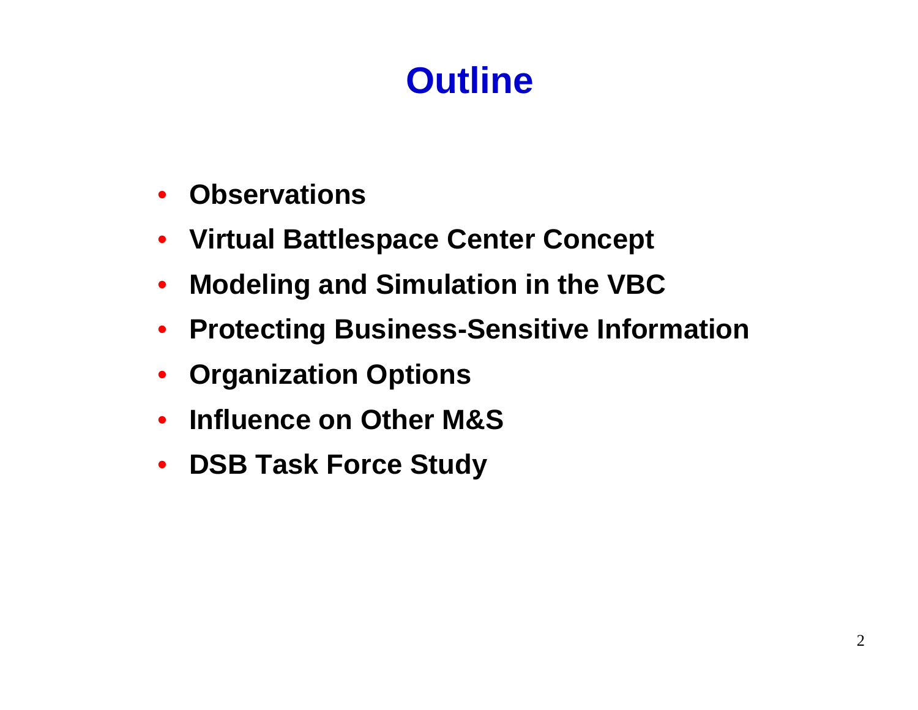# Outline

- **Observations**
- **Virtual Battlespace Center Concept**
- **Modeling and Simulation in the VBC**
- **Protecting Business-Sensitive Information**
- **Organization Options**
- **Influence on Other M&S**
- **DSB Task Force Study**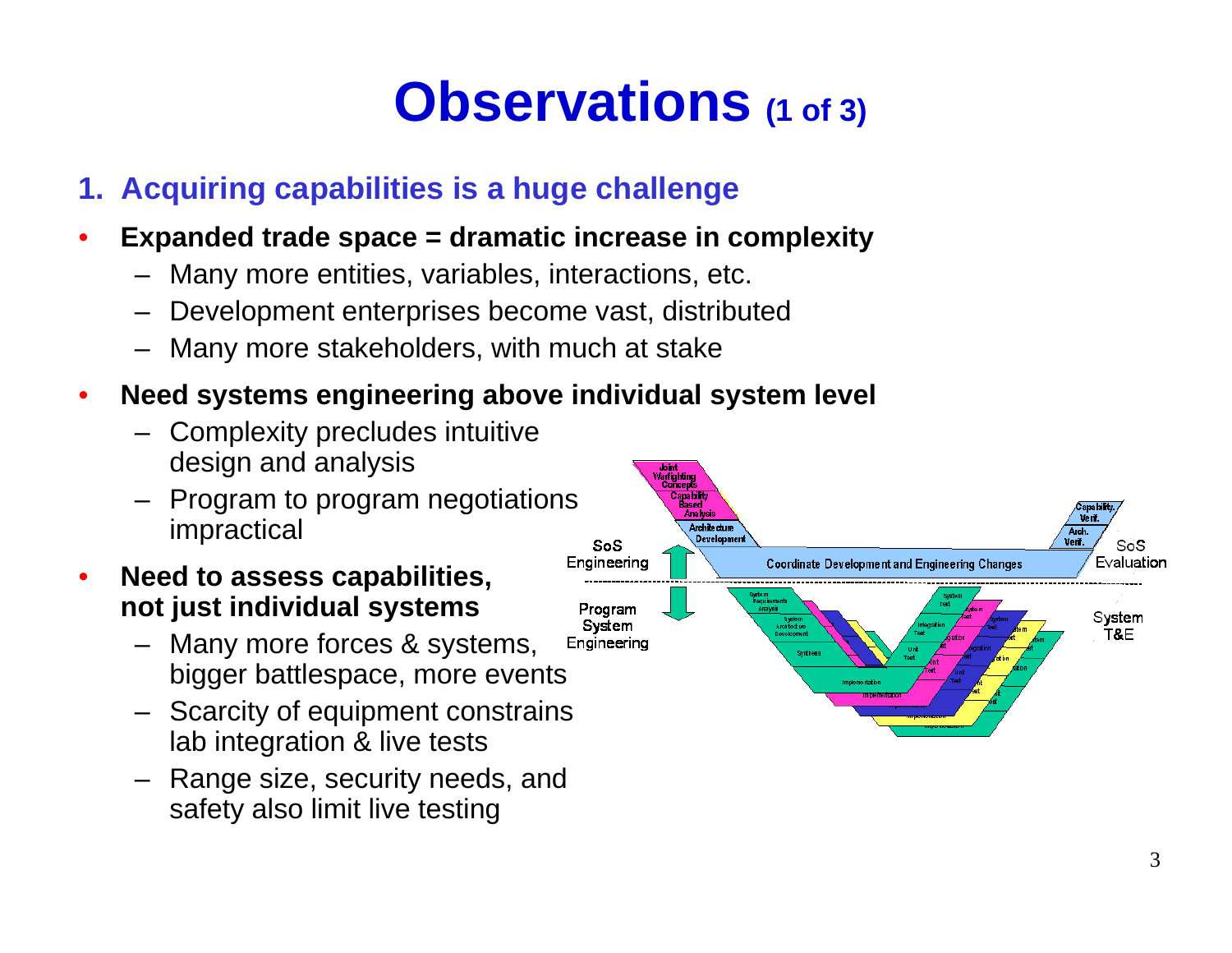# Observations (1 of 3)

## 1. Acquiring capabilities is a huge challenge

- **Expanded trade space = dramatic increase in complexity**
  - Many more entities, variables, interactions, etc.
  - Development enterprises become vast, distributed
  - Many more stakeholders, with much at stake
- **Need systems engineering above individual system level**
  - Complexity precludes intuitive design and analysis
  - Program to program negotiations impractical
- **Need to assess capabilities, not just individual systems**
  - Many more forces & systems, bigger battlespace, more events
  - Scarcity of equipment constrains lab integration & live tests
  - Range size, security needs, and safety also limit live testing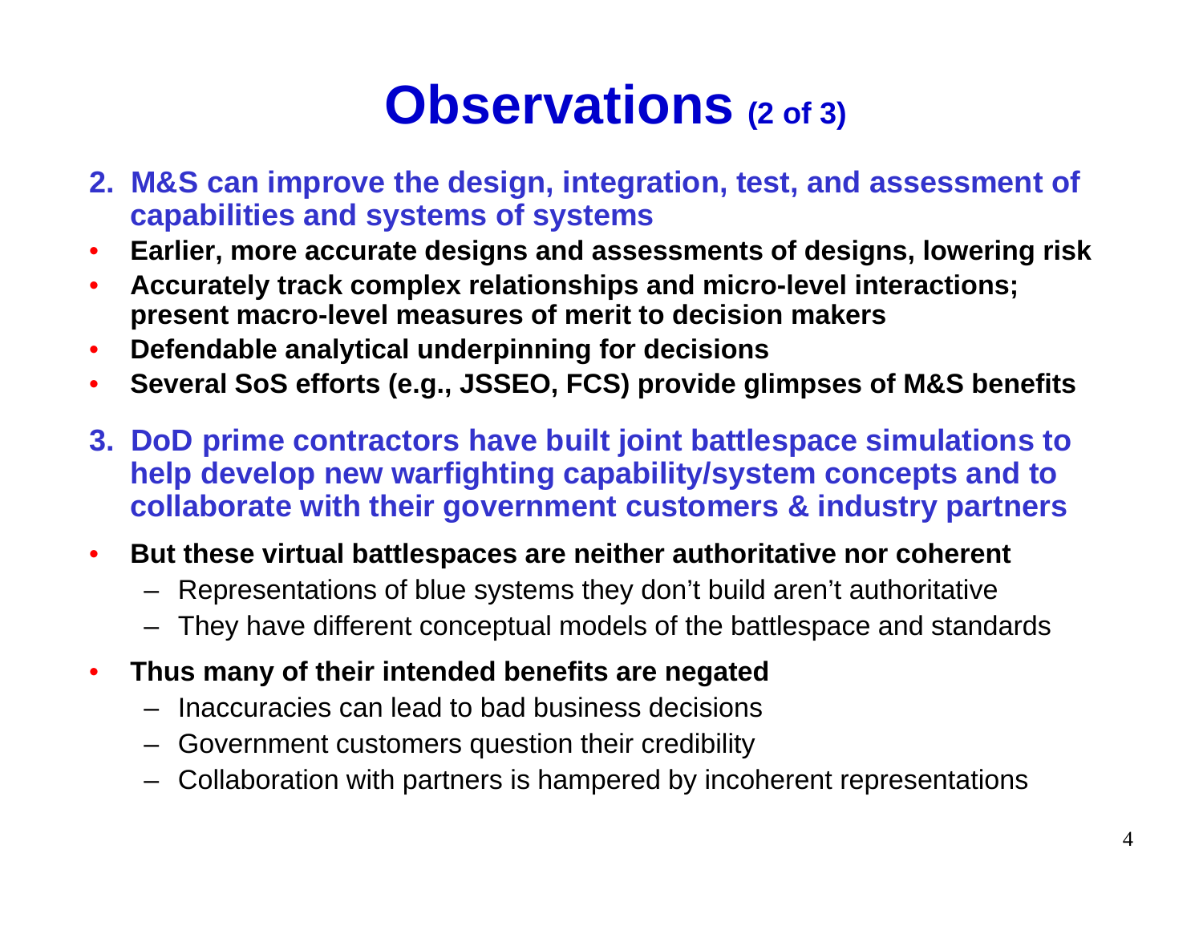# Observations (2 of 3)

**2. M&S can improve the design, integration, test, and assessment of capabilities and systems of systems**

- **Earlier, more accurate designs and assessments of designs, lowering risk**
- **Accurately track complex relationships and micro-level interactions; present macro-level measures of merit to decision makers**
- **Defendable analytical underpinning for decisions**
- **Several SoS efforts (e.g., JSSEO, FCS) provide glimpses of M&S benefits**

**3. DoD prime contractors have built joint battlespace simulations to help develop new warfighting capability/system concepts and to collaborate with their government customers & industry partners**

- **But these virtual battlespaces are neither authoritative nor coherent**
  - Representations of blue systems they don't build aren't authoritative
  - They have different conceptual models of the battlespace and standards
- **Thus many of their intended benefits are negated**
  - Inaccuracies can lead to bad business decisions
  - Government customers question their credibility
  - Collaboration with partners is hampered by incoherent representations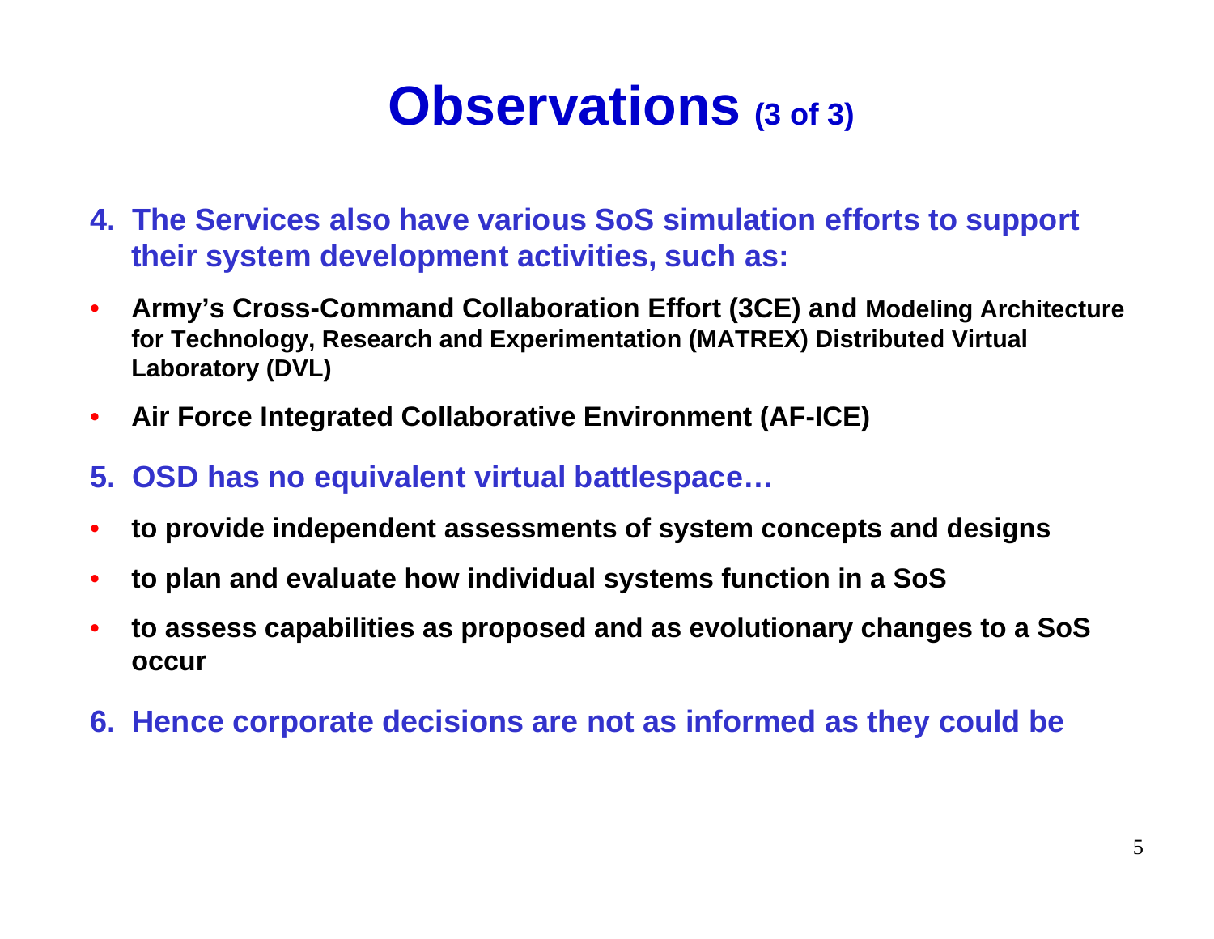# Observations (3 of 3)

4. **The Services also have various SoS simulation efforts to support their system development activities, such as:**

- **Army's Cross-Command Collaboration Effort (3CE) and Modeling Architecture for Technology, Research and Experimentation (MATREX) Distributed Virtual Laboratory (DVL)**
- **Air Force Integrated Collaborative Environment (AF-ICE)**

5. **OSD has no equivalent virtual battlespace…**

- **to provide independent assessments of system concepts and designs**
- **to plan and evaluate how individual systems function in a SoS**
- **to assess capabilities as proposed and as evolutionary changes to a SoS occur**

6. **Hence corporate decisions are not as informed as they could be**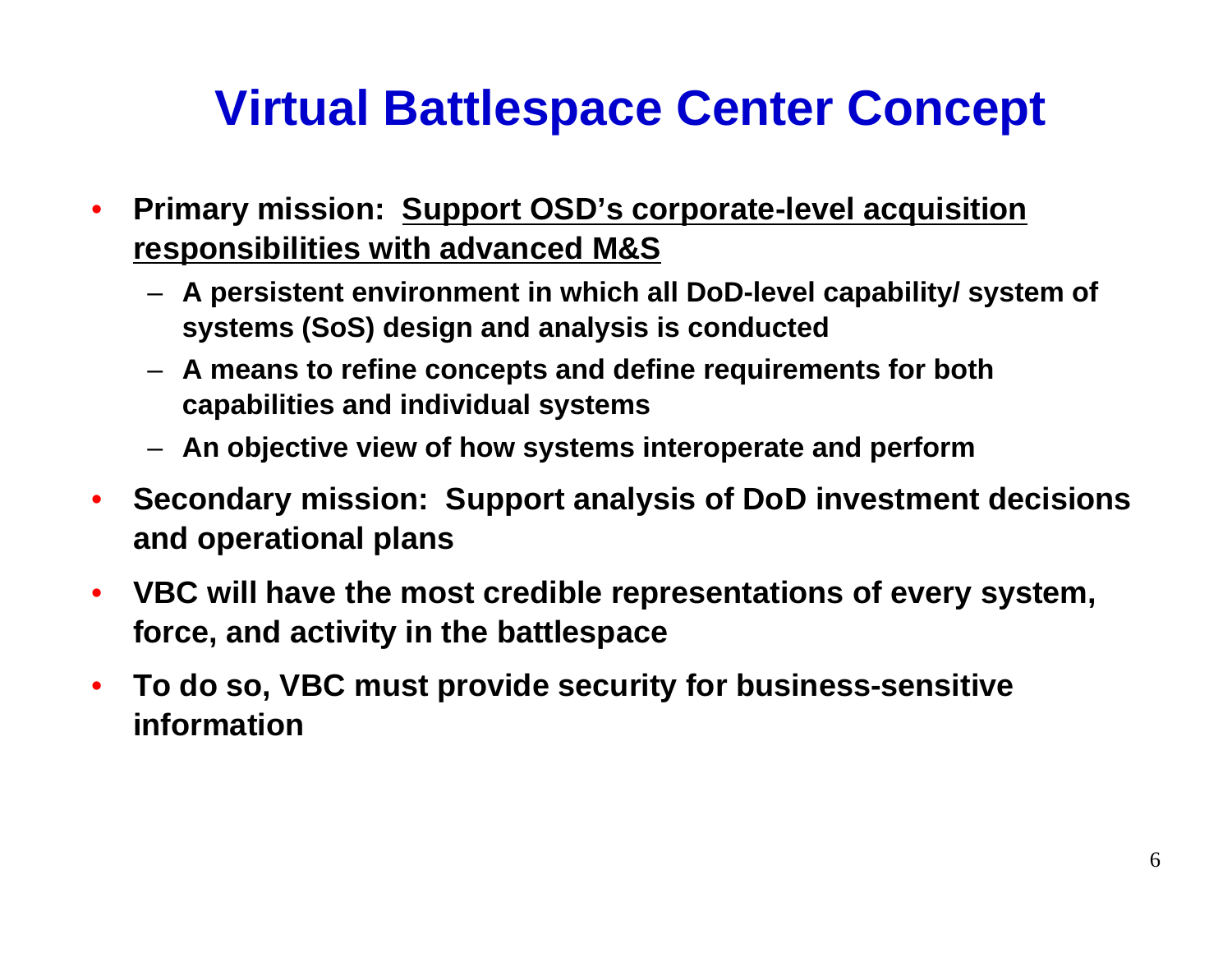# Virtual Battlespace Center Concept

- **Primary mission: <u>Support OSD's corporate-level acquisition responsibilities with advanced M&S</u>**
  - **A persistent environment in which all DoD-level capability/ system of systems (SoS) design and analysis is conducted**
  - **A means to refine concepts and define requirements for both capabilities and individual systems**
  - **An objective view of how systems interoperate and perform**
- **Secondary mission: Support analysis of DoD investment decisions and operational plans**
- **VBC will have the most credible representations of every system, force, and activity in the battlespace**
- **To do so, VBC must provide security for business-sensitive information**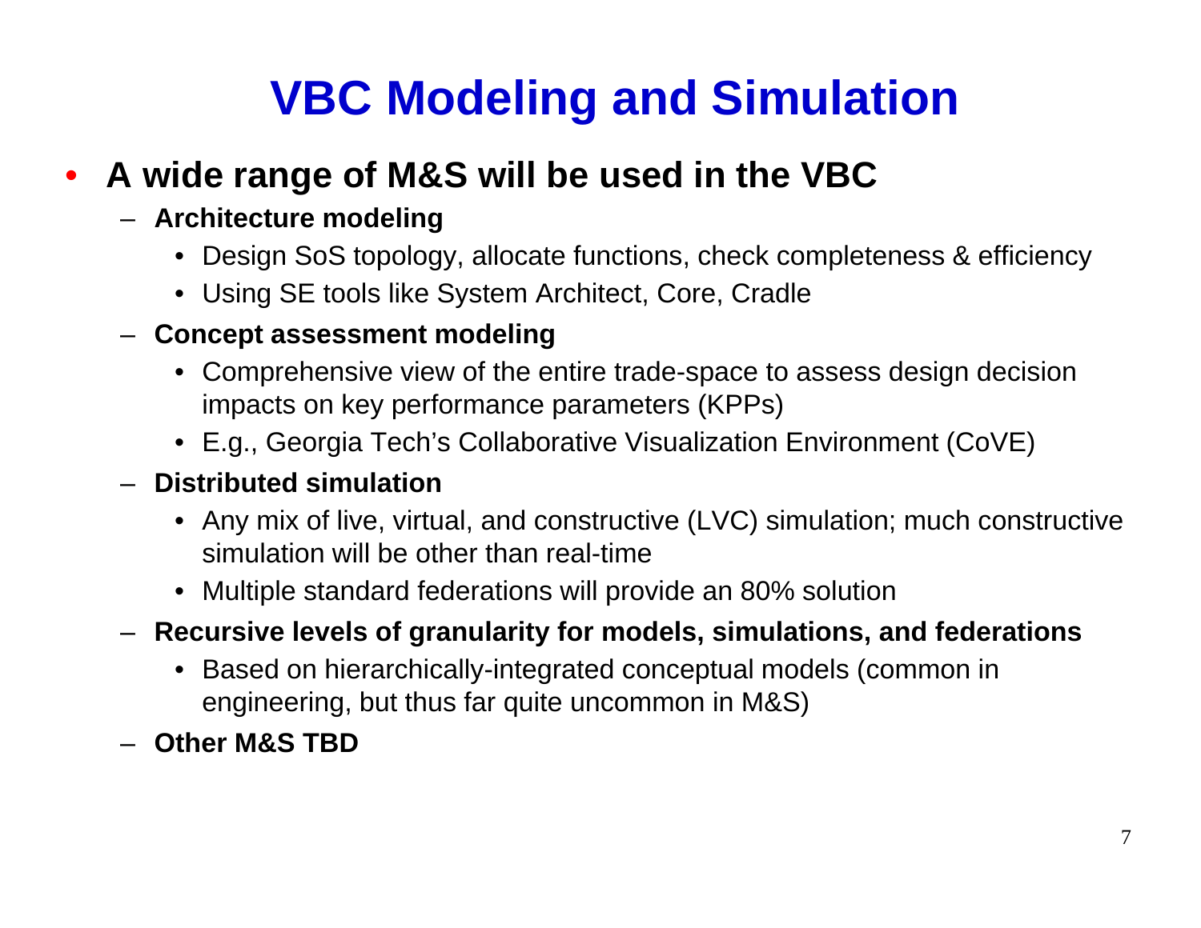# VBC Modeling and Simulation

- **A wide range of M&S will be used in the VBC**
  - **Architecture modeling**
    - Design SoS topology, allocate functions, check completeness & efficiency
    - Using SE tools like System Architect, Core, Cradle
  - **Concept assessment modeling**
    - Comprehensive view of the entire trade-space to assess design decision impacts on key performance parameters (KPPs)
    - E.g., Georgia Tech's Collaborative Visualization Environment (CoVE)
  - **Distributed simulation**
    - Any mix of live, virtual, and constructive (LVC) simulation; much constructive simulation will be other than real-time
    - Multiple standard federations will provide an 80% solution
  - **Recursive levels of granularity for models, simulations, and federations**
    - Based on hierarchically-integrated conceptual models (common in engineering, but thus far quite uncommon in M&S)
  - **Other M&S TBD**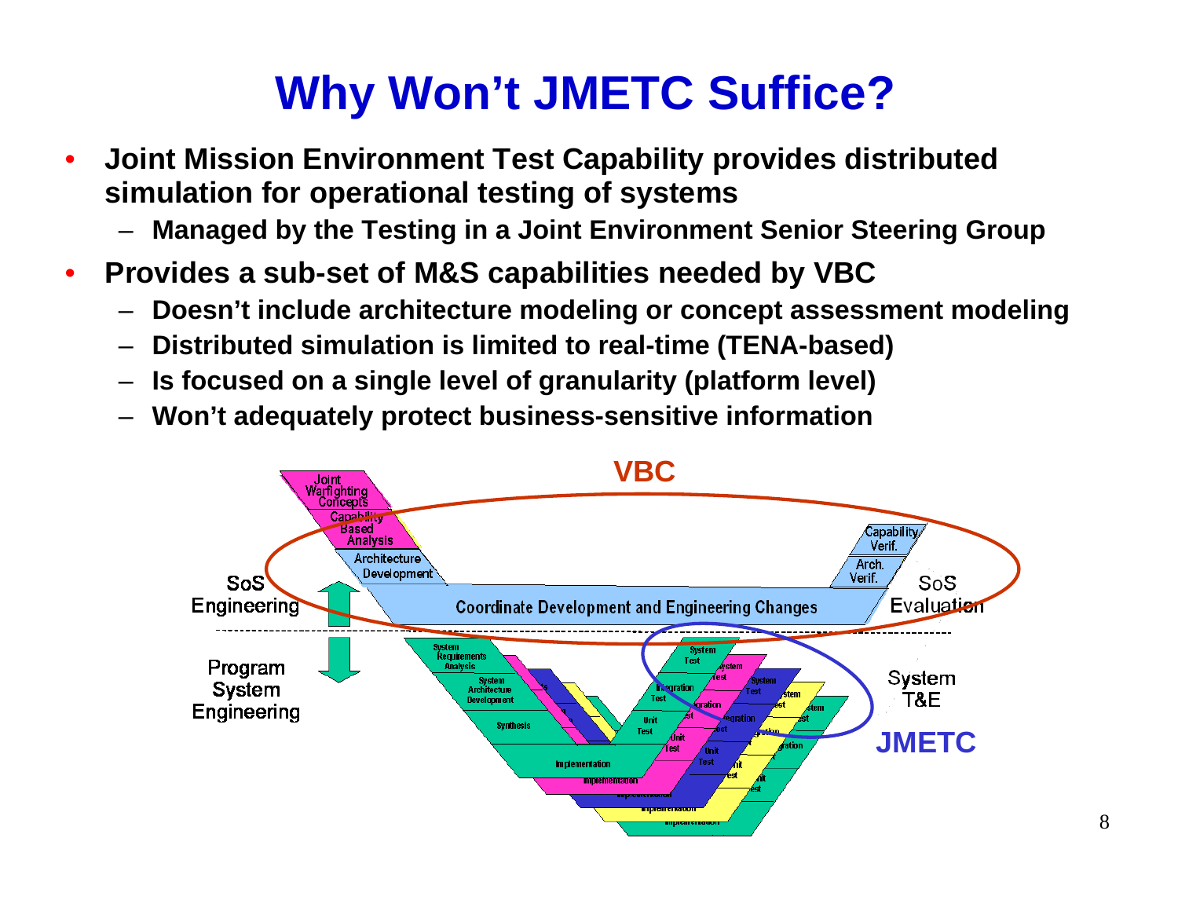# Why Won't JMETC Suffice?

- **Joint Mission Environment Test Capability provides distributed simulation for operational testing of systems**
  - **Managed by the Testing in a Joint Environment Senior Steering Group**
- **Provides a sub-set of M&S capabilities needed by VBC**
  - **Doesn't include architecture modeling or concept assessment modeling**
  - **Distributed simulation is limited to real-time (TENA-based)**
  - **Is focused on a single level of granularity (platform level)**
  - **Won't adequately protect business-sensitive information**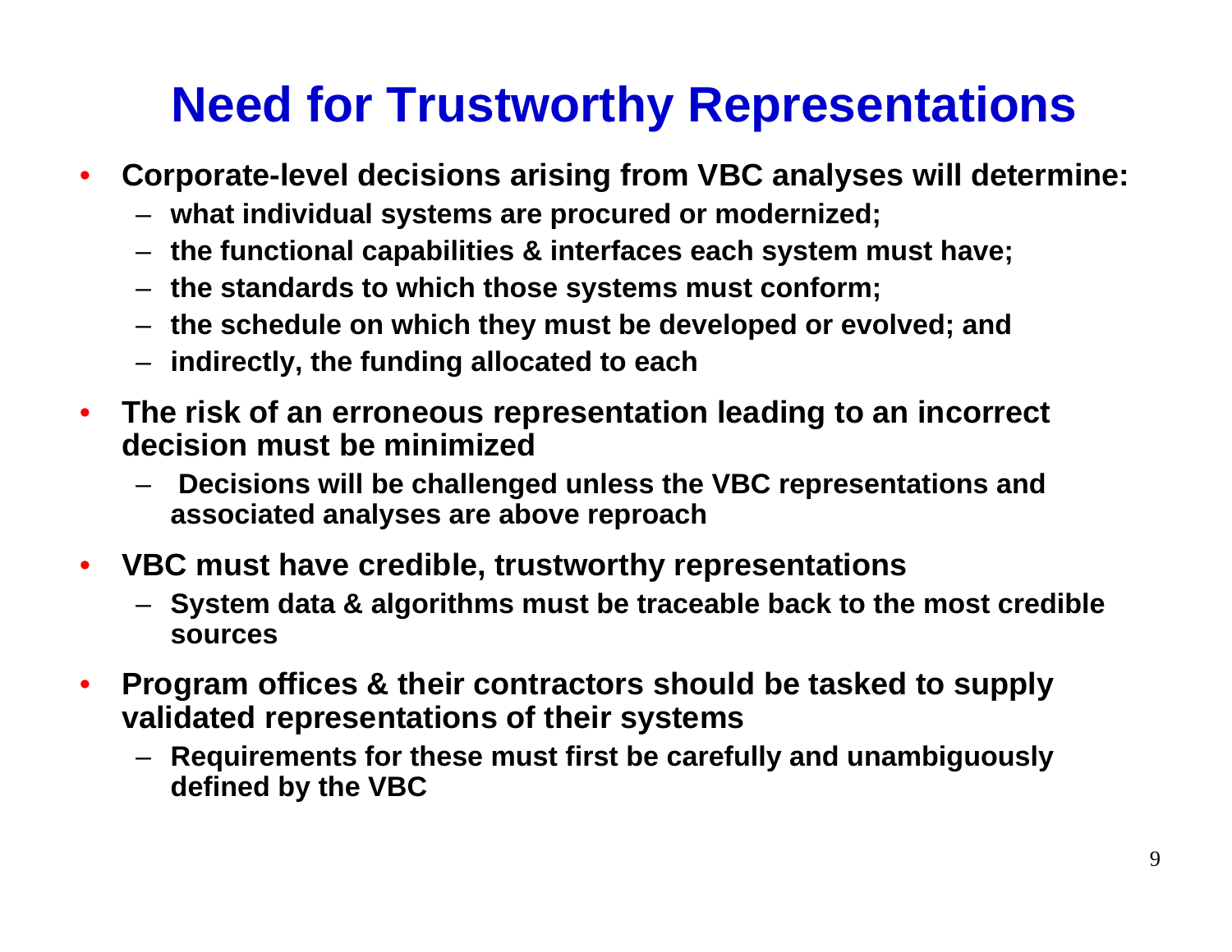# Need for Trustworthy Representations

- Corporate-level decisions arising from VBC analyses will determine:
  - what individual systems are procured or modernized;
  - the functional capabilities & interfaces each system must have;
  - the standards to which those systems must conform;
  - the schedule on which they must be developed or evolved; and
  - indirectly, the funding allocated to each
- The risk of an erroneous representation leading to an incorrect decision must be minimized
  - Decisions will be challenged unless the VBC representations and associated analyses are above reproach
- VBC must have credible, trustworthy representations
  - System data & algorithms must be traceable back to the most credible sources
- Program offices & their contractors should be tasked to supply validated representations of their systems
  - Requirements for these must first be carefully and unambiguously defined by the VBC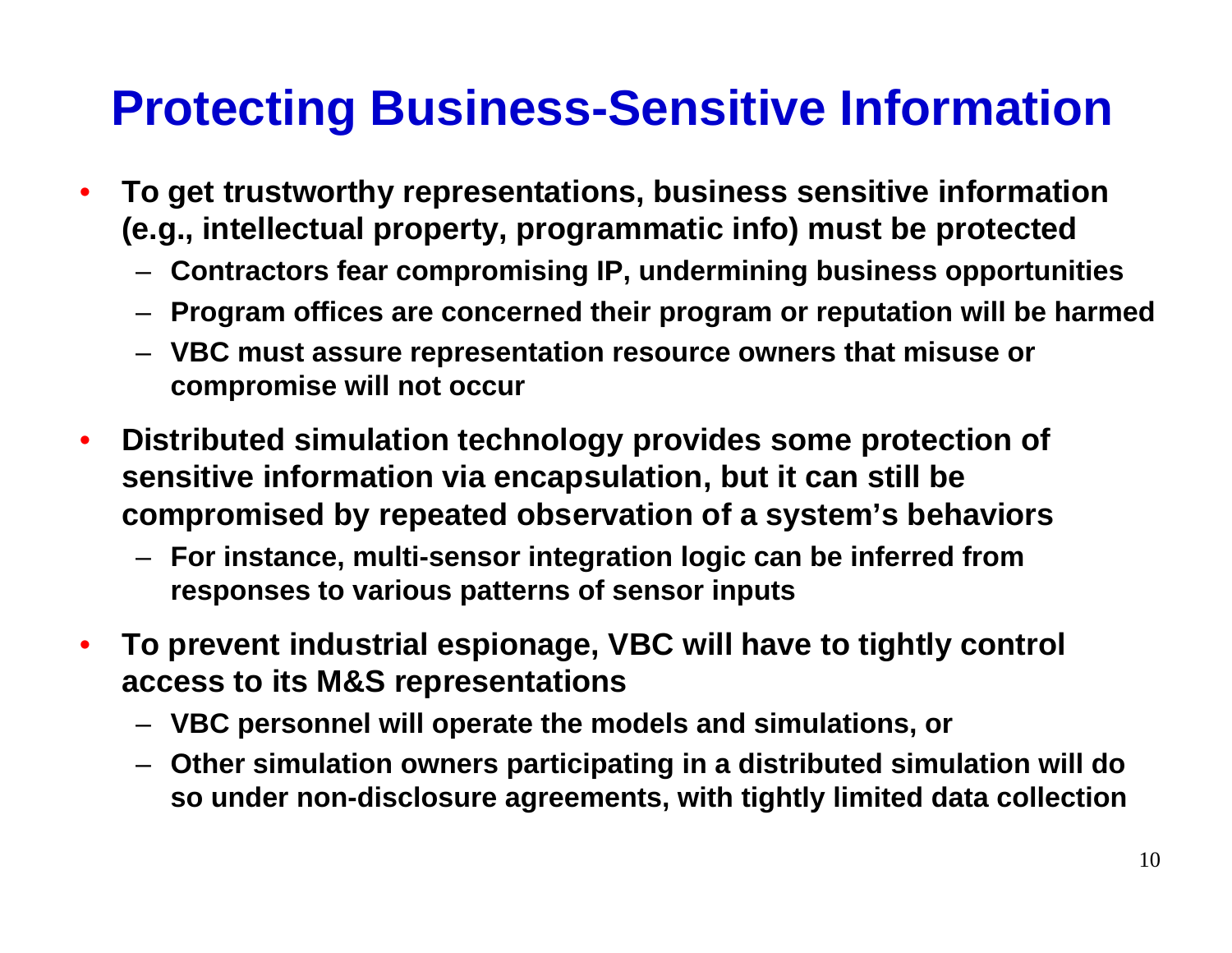# Protecting Business-Sensitive Information

- To get trustworthy representations, business sensitive information (e.g., intellectual property, programmatic info) must be protected
  - Contractors fear compromising IP, undermining business opportunities
  - Program offices are concerned their program or reputation will be harmed
  - VBC must assure representation resource owners that misuse or compromise will not occur
- Distributed simulation technology provides some protection of sensitive information via encapsulation, but it can still be compromised by repeated observation of a system's behaviors
  - For instance, multi-sensor integration logic can be inferred from responses to various patterns of sensor inputs
- To prevent industrial espionage, VBC will have to tightly control access to its M&S representations
  - VBC personnel will operate the models and simulations, or
  - Other simulation owners participating in a distributed simulation will do so under non-disclosure agreements, with tightly limited data collection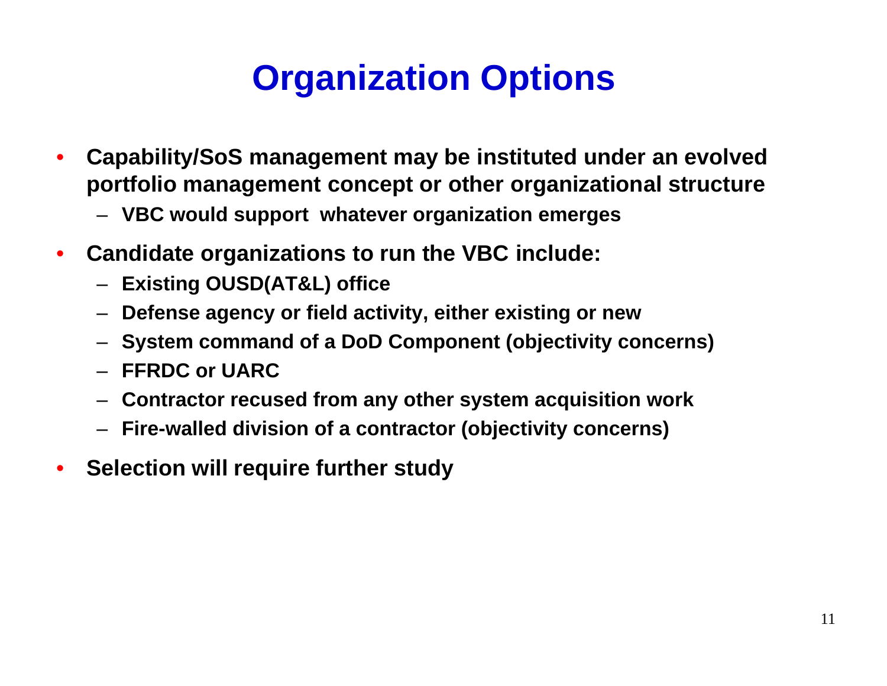# Organization Options

- Capability/SoS management may be instituted under an evolved portfolio management concept or other organizational structure
  - VBC would support whatever organization emerges
- Candidate organizations to run the VBC include:
  - Existing OUSD(AT&L) office
  - Defense agency or field activity, either existing or new
  - System command of a DoD Component (objectivity concerns)
  - FFRDC or UARC
  - Contractor recused from any other system acquisition work
  - Fire-walled division of a contractor (objectivity concerns)
- Selection will require further study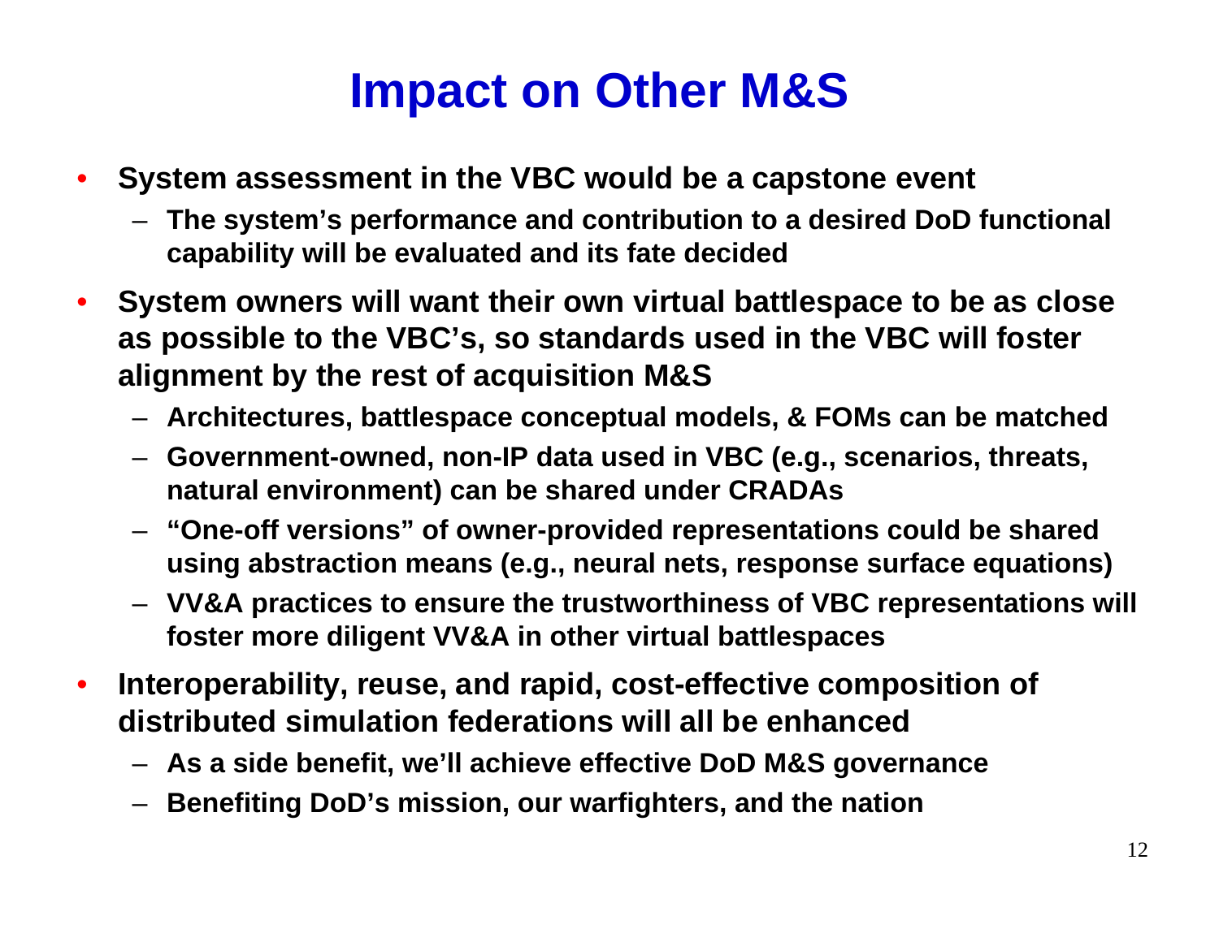# Impact on Other M&S

- System assessment in the VBC would be a capstone event
  - The system's performance and contribution to a desired DoD functional capability will be evaluated and its fate decided
- System owners will want their own virtual battlespace to be as close as possible to the VBC's, so standards used in the VBC will foster alignment by the rest of acquisition M&S
  - Architectures, battlespace conceptual models, & FOMs can be matched
  - Government-owned, non-IP data used in VBC (e.g., scenarios, threats, natural environment) can be shared under CRADAs
  - "One-off versions" of owner-provided representations could be shared using abstraction means (e.g., neural nets, response surface equations)
  - VV&A practices to ensure the trustworthiness of VBC representations will foster more diligent VV&A in other virtual battlespaces
- Interoperability, reuse, and rapid, cost-effective composition of distributed simulation federations will all be enhanced
  - As a side benefit, we'll achieve effective DoD M&S governance
  - Benefiting DoD's mission, our warfighters, and the nation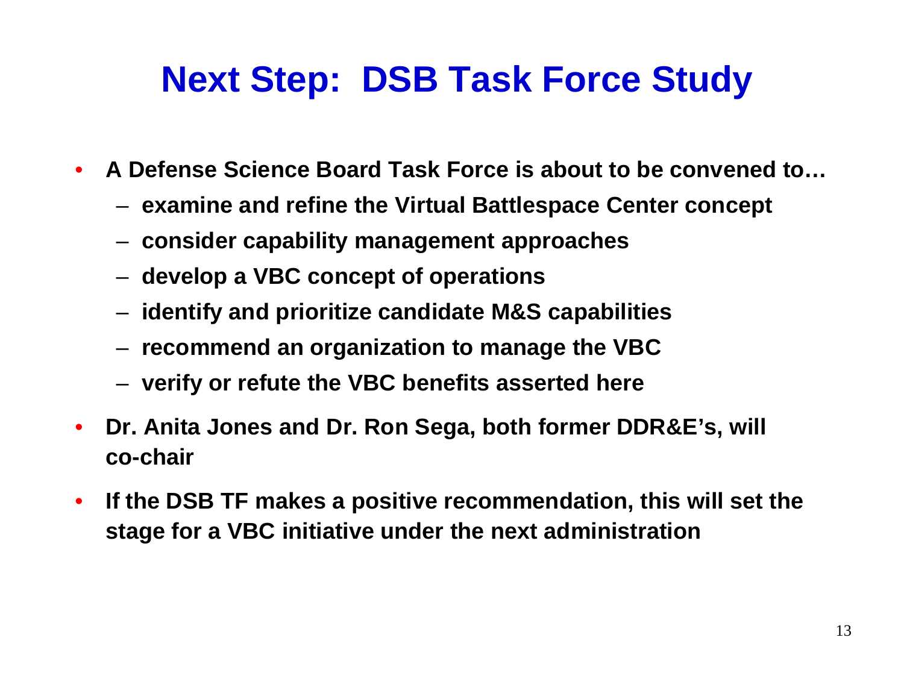# Next Step: DSB Task Force Study

- **A Defense Science Board Task Force is about to be convened to…**
  - **examine and refine the Virtual Battlespace Center concept**
  - **consider capability management approaches**
  - **develop a VBC concept of operations**
  - **identify and prioritize candidate M&S capabilities**
  - **recommend an organization to manage the VBC**
  - **verify or refute the VBC benefits asserted here**
- **Dr. Anita Jones and Dr. Ron Sega, both former DDR&E's, will co-chair**
- **If the DSB TF makes a positive recommendation, this will set the stage for a VBC initiative under the next administration**